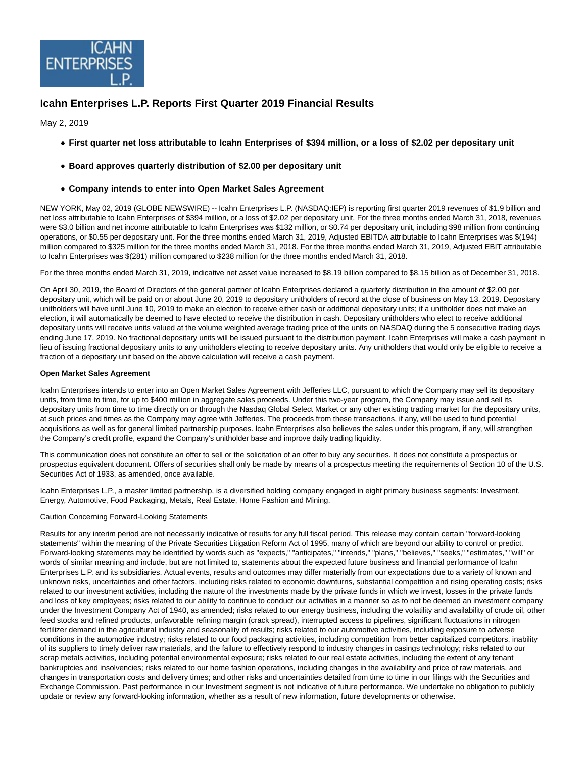ICAHN ENTERPRISES L.P.

# Icahn Enterprises L.P. Reports First Quarter 2019 Financial Results

May 2, 2019

- **First quarter net loss attributable to Icahn Enterprises of $394 million, or a loss of $2.02 per depositary unit**
- **Board approves quarterly distribution of $2.00 per depositary unit**
- **Company intends to enter into Open Market Sales Agreement**

NEW YORK, May 02, 2019 (GLOBE NEWSWIRE) -- Icahn Enterprises L.P. (NASDAQ:IEP) is reporting first quarter 2019 revenues of $1.9 billion and net loss attributable to Icahn Enterprises of $394 million, or a loss of $2.02 per depositary unit. For the three months ended March 31, 2018, revenues were $3.0 billion and net income attributable to Icahn Enterprises was $132 million, or $0.74 per depositary unit, including $98 million from continuing operations, or $0.55 per depositary unit. For the three months ended March 31, 2019, Adjusted EBITDA attributable to Icahn Enterprises was $(194) million compared to $325 million for the three months ended March 31, 2018. For the three months ended March 31, 2019, Adjusted EBIT attributable to Icahn Enterprises was $(281) million compared to $238 million for the three months ended March 31, 2018.

For the three months ended March 31, 2019, indicative net asset value increased to $8.19 billion compared to $8.15 billion as of December 31, 2018.

On April 30, 2019, the Board of Directors of the general partner of Icahn Enterprises declared a quarterly distribution in the amount of $2.00 per depositary unit, which will be paid on or about June 20, 2019 to depositary unitholders of record at the close of business on May 13, 2019. Depositary unitholders will have until June 10, 2019 to make an election to receive either cash or additional depositary units; if a unitholder does not make an election, it will automatically be deemed to have elected to receive the distribution in cash. Depositary unitholders who elect to receive additional depositary units will receive units valued at the volume weighted average trading price of the units on NASDAQ during the 5 consecutive trading days ending June 17, 2019. No fractional depositary units will be issued pursuant to the distribution payment. Icahn Enterprises will make a cash payment in lieu of issuing fractional depositary units to any unitholders electing to receive depositary units. Any unitholders that would only be eligible to receive a fraction of a depositary unit based on the above calculation will receive a cash payment.

**Open Market Sales Agreement**

Icahn Enterprises intends to enter into an Open Market Sales Agreement with Jefferies LLC, pursuant to which the Company may sell its depositary units, from time to time, for up to $400 million in aggregate sales proceeds. Under this two-year program, the Company may issue and sell its depositary units from time to time directly on or through the Nasdaq Global Select Market or any other existing trading market for the depositary units, at such prices and times as the Company may agree with Jefferies. The proceeds from these transactions, if any, will be used to fund potential acquisitions as well as for general limited partnership purposes. Icahn Enterprises also believes the sales under this program, if any, will strengthen the Company's credit profile, expand the Company's unitholder base and improve daily trading liquidity.

This communication does not constitute an offer to sell or the solicitation of an offer to buy any securities. It does not constitute a prospectus or prospectus equivalent document. Offers of securities shall only be made by means of a prospectus meeting the requirements of Section 10 of the U.S. Securities Act of 1933, as amended, once available.

Icahn Enterprises L.P., a master limited partnership, is a diversified holding company engaged in eight primary business segments: Investment, Energy, Automotive, Food Packaging, Metals, Real Estate, Home Fashion and Mining.

Caution Concerning Forward-Looking Statements

Results for any interim period are not necessarily indicative of results for any full fiscal period. This release may contain certain "forward-looking statements" within the meaning of the Private Securities Litigation Reform Act of 1995, many of which are beyond our ability to control or predict. Forward-looking statements may be identified by words such as "expects," "anticipates," "intends," "plans," "believes," "seeks," "estimates," "will" or words of similar meaning and include, but are not limited to, statements about the expected future business and financial performance of Icahn Enterprises L.P. and its subsidiaries. Actual events, results and outcomes may differ materially from our expectations due to a variety of known and unknown risks, uncertainties and other factors, including risks related to economic downturns, substantial competition and rising operating costs; risks related to our investment activities, including the nature of the investments made by the private funds in which we invest, losses in the private funds and loss of key employees; risks related to our ability to continue to conduct our activities in a manner so as to not be deemed an investment company under the Investment Company Act of 1940, as amended; risks related to our energy business, including the volatility and availability of crude oil, other feed stocks and refined products, unfavorable refining margin (crack spread), interrupted access to pipelines, significant fluctuations in nitrogen fertilizer demand in the agricultural industry and seasonality of results; risks related to our automotive activities, including exposure to adverse conditions in the automotive industry; risks related to our food packaging activities, including competition from better capitalized competitors, inability of its suppliers to timely deliver raw materials, and the failure to effectively respond to industry changes in casings technology; risks related to our scrap metals activities, including potential environmental exposure; risks related to our real estate activities, including the extent of any tenant bankruptcies and insolvencies; risks related to our home fashion operations, including changes in the availability and price of raw materials, and changes in transportation costs and delivery times; and other risks and uncertainties detailed from time to time in our filings with the Securities and Exchange Commission. Past performance in our Investment segment is not indicative of future performance. We undertake no obligation to publicly update or review any forward-looking information, whether as a result of new information, future developments or otherwise.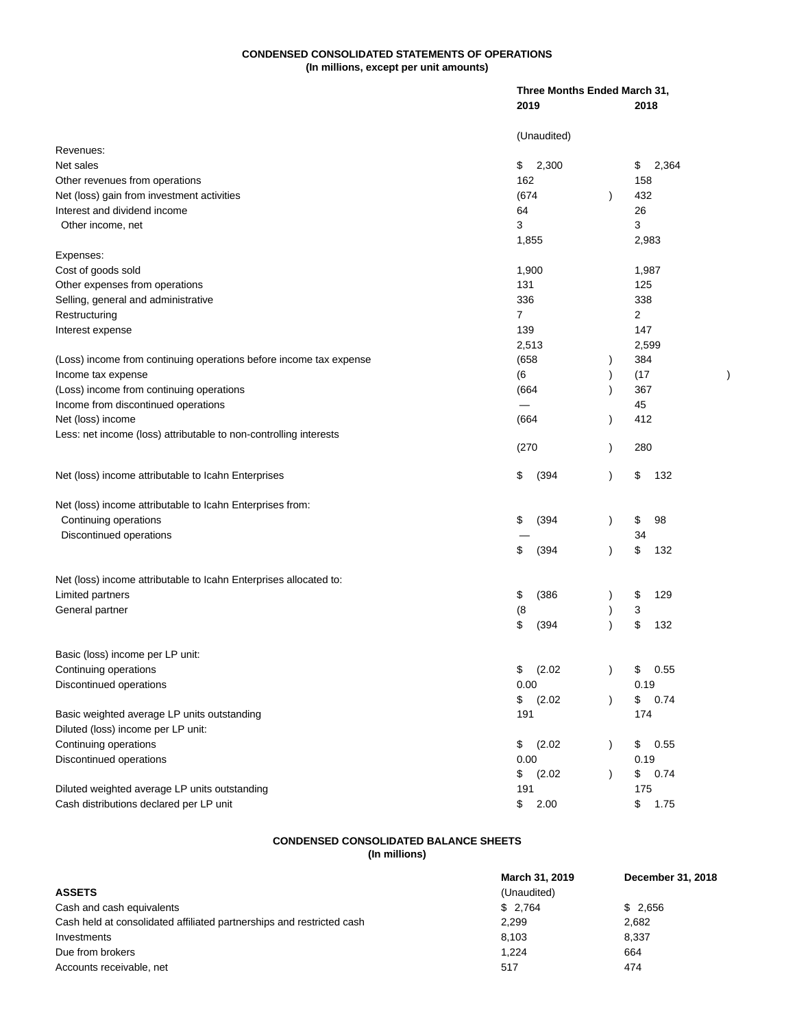**CONDENSED CONSOLIDATED STATEMENTS OF OPERATIONS**
**(In millions, except per unit amounts)**

| | Three Months Ended March 31, | |
|---|---|---|
| | 2019 | 2018 |
| | (Unaudited) | |
| Revenues: | | |
| Net sales | $ 2,300 | $ 2,364 |
| Other revenues from operations | 162 | 158 |
| Net (loss) gain from investment activities | (674) | 432 |
| Interest and dividend income | 64 | 26 |
| Other income, net | 3 | 3 |
| | 1,855 | 2,983 |
| Expenses: | | |
| Cost of goods sold | 1,900 | 1,987 |
| Other expenses from operations | 131 | 125 |
| Selling, general and administrative | 336 | 338 |
| Restructuring | 7 | 2 |
| Interest expense | 139 | 147 |
| | 2,513 | 2,599 |
| (Loss) income from continuing operations before income tax expense | (658) | 384 |
| Income tax expense | (6) | (17) |
| (Loss) income from continuing operations | (664) | 367 |
| Income from discontinued operations | — | 45 |
| Net (loss) income | (664) | 412 |
| Less: net income (loss) attributable to non-controlling interests | (270) | 280 |
| Net (loss) income attributable to Icahn Enterprises | $ (394) | $ 132 |
| Net (loss) income attributable to Icahn Enterprises from: | | |
| Continuing operations | $ (394) | $ 98 |
| Discontinued operations | — | 34 |
| | $ (394) | $ 132 |
| Net (loss) income attributable to Icahn Enterprises allocated to: | | |
| Limited partners | $ (386) | $ 129 |
| General partner | (8) | 3 |
| | $ (394) | $ 132 |
| Basic (loss) income per LP unit: | | |
| Continuing operations | $ (2.02) | $ 0.55 |
| Discontinued operations | 0.00 | 0.19 |
| | $ (2.02) | $ 0.74 |
| Basic weighted average LP units outstanding | 191 | 174 |
| Diluted (loss) income per LP unit: | | |
| Continuing operations | $ (2.02) | $ 0.55 |
| Discontinued operations | 0.00 | 0.19 |
| | $ (2.02) | $ 0.74 |
| Diluted weighted average LP units outstanding | 191 | 175 |
| Cash distributions declared per LP unit | $ 2.00 | $ 1.75 |

**CONDENSED CONSOLIDATED BALANCE SHEETS**
**(In millions)**

| | March 31, 2019 | December 31, 2018 |
|---|---|---|
| **ASSETS** | (Unaudited) | |
| Cash and cash equivalents | $ 2,764 | $ 2,656 |
| Cash held at consolidated affiliated partnerships and restricted cash | 2,299 | 2,682 |
| Investments | 8,103 | 8,337 |
| Due from brokers | 1,224 | 664 |
| Accounts receivable, net | 517 | 474 |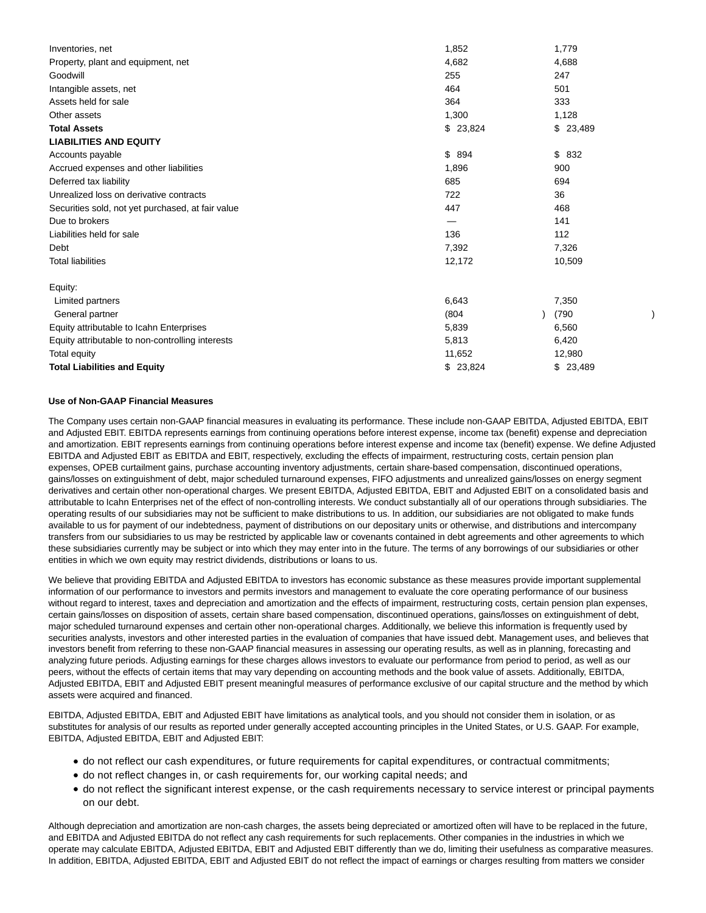| | | |
|---|---|---|
| Inventories, net | 1,852 | 1,779 |
| Property, plant and equipment, net | 4,682 | 4,688 |
| Goodwill | 255 | 247 |
| Intangible assets, net | 464 | 501 |
| Assets held for sale | 364 | 333 |
| Other assets | 1,300 | 1,128 |
| **Total Assets** | $ 23,824 | $ 23,489 |
| **LIABILITIES AND EQUITY** | | |
| Accounts payable | $ 894 | $ 832 |
| Accrued expenses and other liabilities | 1,896 | 900 |
| Deferred tax liability | 685 | 694 |
| Unrealized loss on derivative contracts | 722 | 36 |
| Securities sold, not yet purchased, at fair value | 447 | 468 |
| Due to brokers | — | 141 |
| Liabilities held for sale | 136 | 112 |
| Debt | 7,392 | 7,326 |
| Total liabilities | 12,172 | 10,509 |
| | | |
| Equity: | | |
| Limited partners | 6,643 | 7,350 |
| General partner | (804) | (790) |
| Equity attributable to Icahn Enterprises | 5,839 | 6,560 |
| Equity attributable to non-controlling interests | 5,813 | 6,420 |
| Total equity | 11,652 | 12,980 |
| **Total Liabilities and Equity** | $ 23,824 | $ 23,489 |

**Use of Non-GAAP Financial Measures**

The Company uses certain non-GAAP financial measures in evaluating its performance. These include non-GAAP EBITDA, Adjusted EBITDA, EBIT and Adjusted EBIT. EBITDA represents earnings from continuing operations before interest expense, income tax (benefit) expense and depreciation and amortization. EBIT represents earnings from continuing operations before interest expense and income tax (benefit) expense. We define Adjusted EBITDA and Adjusted EBIT as EBITDA and EBIT, respectively, excluding the effects of impairment, restructuring costs, certain pension plan expenses, OPEB curtailment gains, purchase accounting inventory adjustments, certain share-based compensation, discontinued operations, gains/losses on extinguishment of debt, major scheduled turnaround expenses, FIFO adjustments and unrealized gains/losses on energy segment derivatives and certain other non-operational charges. We present EBITDA, Adjusted EBITDA, EBIT and Adjusted EBIT on a consolidated basis and attributable to Icahn Enterprises net of the effect of non-controlling interests. We conduct substantially all of our operations through subsidiaries. The operating results of our subsidiaries may not be sufficient to make distributions to us. In addition, our subsidiaries are not obligated to make funds available to us for payment of our indebtedness, payment of distributions on our depositary units or otherwise, and distributions and intercompany transfers from our subsidiaries to us may be restricted by applicable law or covenants contained in debt agreements and other agreements to which these subsidiaries currently may be subject or into which they may enter into in the future. The terms of any borrowings of our subsidiaries or other entities in which we own equity may restrict dividends, distributions or loans to us.

We believe that providing EBITDA and Adjusted EBITDA to investors has economic substance as these measures provide important supplemental information of our performance to investors and permits investors and management to evaluate the core operating performance of our business without regard to interest, taxes and depreciation and amortization and the effects of impairment, restructuring costs, certain pension plan expenses, certain gains/losses on disposition of assets, certain share based compensation, discontinued operations, gains/losses on extinguishment of debt, major scheduled turnaround expenses and certain other non-operational charges. Additionally, we believe this information is frequently used by securities analysts, investors and other interested parties in the evaluation of companies that have issued debt. Management uses, and believes that investors benefit from referring to these non-GAAP financial measures in assessing our operating results, as well as in planning, forecasting and analyzing future periods. Adjusting earnings for these charges allows investors to evaluate our performance from period to period, as well as our peers, without the effects of certain items that may vary depending on accounting methods and the book value of assets. Additionally, EBITDA, Adjusted EBITDA, EBIT and Adjusted EBIT present meaningful measures of performance exclusive of our capital structure and the method by which assets were acquired and financed.

EBITDA, Adjusted EBITDA, EBIT and Adjusted EBIT have limitations as analytical tools, and you should not consider them in isolation, or as substitutes for analysis of our results as reported under generally accepted accounting principles in the United States, or U.S. GAAP. For example, EBITDA, Adjusted EBITDA, EBIT and Adjusted EBIT:

- do not reflect our cash expenditures, or future requirements for capital expenditures, or contractual commitments;
- do not reflect changes in, or cash requirements for, our working capital needs; and
- do not reflect the significant interest expense, or the cash requirements necessary to service interest or principal payments on our debt.

Although depreciation and amortization are non-cash charges, the assets being depreciated or amortized often will have to be replaced in the future, and EBITDA and Adjusted EBITDA do not reflect any cash requirements for such replacements. Other companies in the industries in which we operate may calculate EBITDA, Adjusted EBITDA, EBIT and Adjusted EBIT differently than we do, limiting their usefulness as comparative measures. In addition, EBITDA, Adjusted EBITDA, EBIT and Adjusted EBIT do not reflect the impact of earnings or charges resulting from matters we consider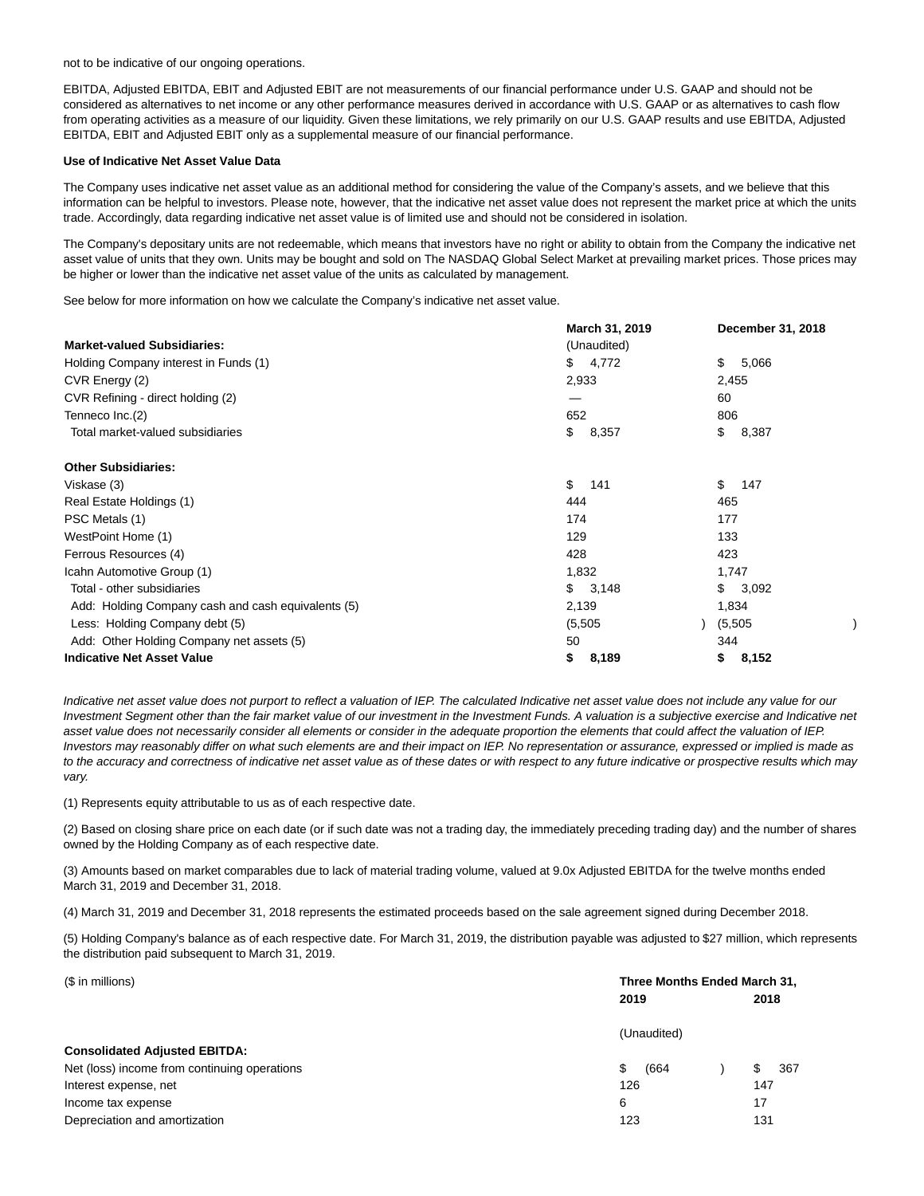not to be indicative of our ongoing operations.

EBITDA, Adjusted EBITDA, EBIT and Adjusted EBIT are not measurements of our financial performance under U.S. GAAP and should not be considered as alternatives to net income or any other performance measures derived in accordance with U.S. GAAP or as alternatives to cash flow from operating activities as a measure of our liquidity. Given these limitations, we rely primarily on our U.S. GAAP results and use EBITDA, Adjusted EBITDA, EBIT and Adjusted EBIT only as a supplemental measure of our financial performance.

**Use of Indicative Net Asset Value Data**

The Company uses indicative net asset value as an additional method for considering the value of the Company's assets, and we believe that this information can be helpful to investors. Please note, however, that the indicative net asset value does not represent the market price at which the units trade. Accordingly, data regarding indicative net asset value is of limited use and should not be considered in isolation.

The Company's depositary units are not redeemable, which means that investors have no right or ability to obtain from the Company the indicative net asset value of units that they own. Units may be bought and sold on The NASDAQ Global Select Market at prevailing market prices. Those prices may be higher or lower than the indicative net asset value of the units as calculated by management.

See below for more information on how we calculate the Company's indicative net asset value.

| | March 31, 2019 | December 31, 2018 |
|---|---|---|
| **Market-valued Subsidiaries:** | (Unaudited) | |
| Holding Company interest in Funds (1) | $ 4,772 | $ 5,066 |
| CVR Energy (2) | 2,933 | 2,455 |
| CVR Refining - direct holding (2) | — | 60 |
| Tenneco Inc.(2) | 652 | 806 |
| Total market-valued subsidiaries | $ 8,357 | $ 8,387 |
| | | |
| **Other Subsidiaries:** | | |
| Viskase (3) | $ 141 | $ 147 |
| Real Estate Holdings (1) | 444 | 465 |
| PSC Metals (1) | 174 | 177 |
| WestPoint Home (1) | 129 | 133 |
| Ferrous Resources (4) | 428 | 423 |
| Icahn Automotive Group (1) | 1,832 | 1,747 |
| Total - other subsidiaries | $ 3,148 | $ 3,092 |
| Add: Holding Company cash and cash equivalents (5) | 2,139 | 1,834 |
| Less: Holding Company debt (5) | (5,505) | (5,505) |
| Add: Other Holding Company net assets (5) | 50 | 344 |
| **Indicative Net Asset Value** | **$ 8,189** | **$ 8,152** |

*Indicative net asset value does not purport to reflect a valuation of IEP. The calculated Indicative net asset value does not include any value for our Investment Segment other than the fair market value of our investment in the Investment Funds. A valuation is a subjective exercise and Indicative net asset value does not necessarily consider all elements or consider in the adequate proportion the elements that could affect the valuation of IEP. Investors may reasonably differ on what such elements are and their impact on IEP. No representation or assurance, expressed or implied is made as to the accuracy and correctness of indicative net asset value as of these dates or with respect to any future indicative or prospective results which may vary.*

(1) Represents equity attributable to us as of each respective date.

(2) Based on closing share price on each date (or if such date was not a trading day, the immediately preceding trading day) and the number of shares owned by the Holding Company as of each respective date.

(3) Amounts based on market comparables due to lack of material trading volume, valued at 9.0x Adjusted EBITDA for the twelve months ended March 31, 2019 and December 31, 2018.

(4) March 31, 2019 and December 31, 2018 represents the estimated proceeds based on the sale agreement signed during December 2018.

(5) Holding Company's balance as of each respective date. For March 31, 2019, the distribution payable was adjusted to $27 million, which represents the distribution paid subsequent to March 31, 2019.

| ($ in millions) | Three Months Ended March 31, | |
|---|---|---|
| | 2019 | 2018 |
| | (Unaudited) | |
| **Consolidated Adjusted EBITDA:** | | |
| Net (loss) income from continuing operations | $ (664) | $ 367 |
| Interest expense, net | 126 | 147 |
| Income tax expense | 6 | 17 |
| Depreciation and amortization | 123 | 131 |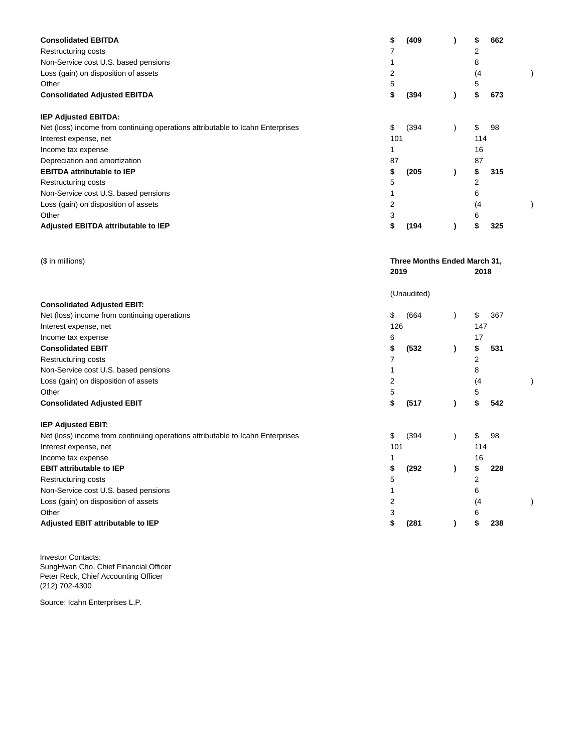| | 2019 | 2018 |
|---|---|---|
| **Consolidated EBITDA** | **$ (409 )** | **$ 662** |
| Restructuring costs | 7 | 2 |
| Non-Service cost U.S. based pensions | 1 | 8 |
| Loss (gain) on disposition of assets | 2 | (4 ) |
| Other | 5 | 5 |
| **Consolidated Adjusted EBITDA** | **$ (394 )** | **$ 673** |
| | | |
| **IEP Adjusted EBITDA:** | | |
| Net (loss) income from continuing operations attributable to Icahn Enterprises | $ (394 ) | $ 98 |
| Interest expense, net | 101 | 114 |
| Income tax expense | 1 | 16 |
| Depreciation and amortization | 87 | 87 |
| **EBITDA attributable to IEP** | **$ (205 )** | **$ 315** |
| Restructuring costs | 5 | 2 |
| Non-Service cost U.S. based pensions | 1 | 6 |
| Loss (gain) on disposition of assets | 2 | (4 ) |
| Other | 3 | 6 |
| **Adjusted EBITDA attributable to IEP** | **$ (194 )** | **$ 325** |

| ($ in millions) | **Three Months Ended March 31,** | |
|---|---|---|
| | **2019** | **2018** |
| | (Unaudited) | |
| **Consolidated Adjusted EBIT:** | | |
| Net (loss) income from continuing operations | $ (664 ) | $ 367 |
| Interest expense, net | 126 | 147 |
| Income tax expense | 6 | 17 |
| **Consolidated EBIT** | **$ (532 )** | **$ 531** |
| Restructuring costs | 7 | 2 |
| Non-Service cost U.S. based pensions | 1 | 8 |
| Loss (gain) on disposition of assets | 2 | (4 ) |
| Other | 5 | 5 |
| **Consolidated Adjusted EBIT** | **$ (517 )** | **$ 542** |
| | | |
| **IEP Adjusted EBIT:** | | |
| Net (loss) income from continuing operations attributable to Icahn Enterprises | $ (394 ) | $ 98 |
| Interest expense, net | 101 | 114 |
| Income tax expense | 1 | 16 |
| **EBIT attributable to IEP** | **$ (292 )** | **$ 228** |
| Restructuring costs | 5 | 2 |
| Non-Service cost U.S. based pensions | 1 | 6 |
| Loss (gain) on disposition of assets | 2 | (4 ) |
| Other | 3 | 6 |
| **Adjusted EBIT attributable to IEP** | **$ (281 )** | **$ 238** |

Investor Contacts:
SungHwan Cho, Chief Financial Officer
Peter Reck, Chief Accounting Officer
(212) 702-4300

Source: Icahn Enterprises L.P.